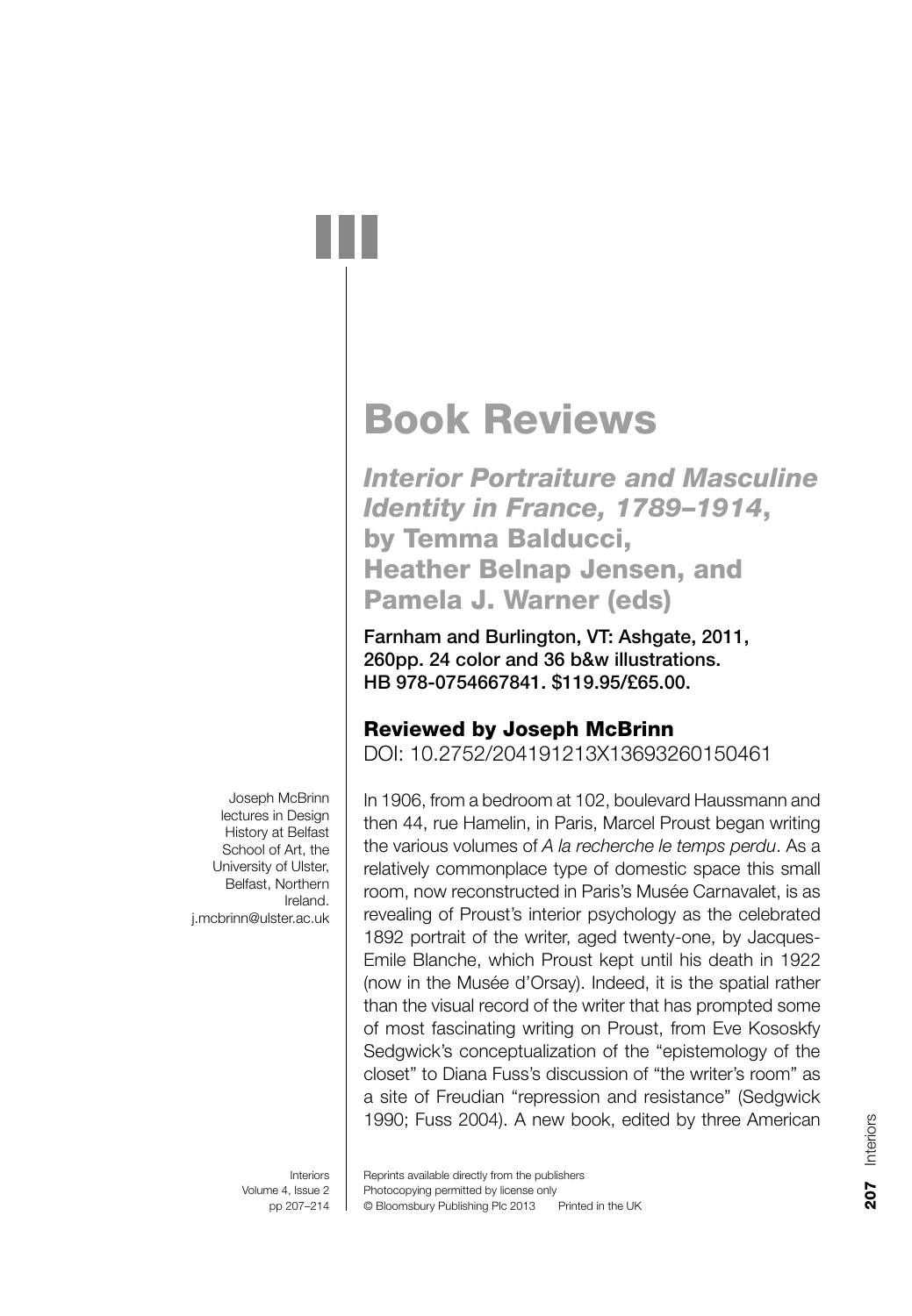# Book Reviews

## *Interior Portraiture and Masculine Identity in France, 1789–1914*, by Temma Balducci, Heather Belnap Jensen, and Pamela J. Warner (eds)

**Farnham and Burlington, VT: Ashgate, 2011, 260pp. 24 color and 36 b&w illustrations. HB 978-0754667841. $119.95/£65.00.**

### Reviewed by Joseph McBrinn

DOI: 10.2752/204191213X13693260150461

Joseph McBrinn lectures in Design History at Belfast School of Art, the University of Ulster, Belfast, Northern Ireland. j.mcbrinn@ulster.ac.uk

In 1906, from a bedroom at 102, boulevard Haussmann and then 44, rue Hamelin, in Paris, Marcel Proust began writing the various volumes of *A la recherche le temps perdu*. As a relatively commonplace type of domestic space this small room, now reconstructed in Paris's Musée Carnavalet, is as revealing of Proust's interior psychology as the celebrated 1892 portrait of the writer, aged twenty-one, by Jacques-Emile Blanche, which Proust kept until his death in 1922 (now in the Musée d'Orsay). Indeed, it is the spatial rather than the visual record of the writer that has prompted some of most fascinating writing on Proust, from Eve Kososkfy Sedgwick's conceptualization of the "epistemology of the closet" to Diana Fuss's discussion of "the writer's room" as a site of Freudian "repression and resistance" (Sedgwick 1990; Fuss 2004). A new book, edited by three American

Reprints available directly from the publishers
Photocopying permitted by license only
© Bloomsbury Publishing Plc 2013 Printed in the UK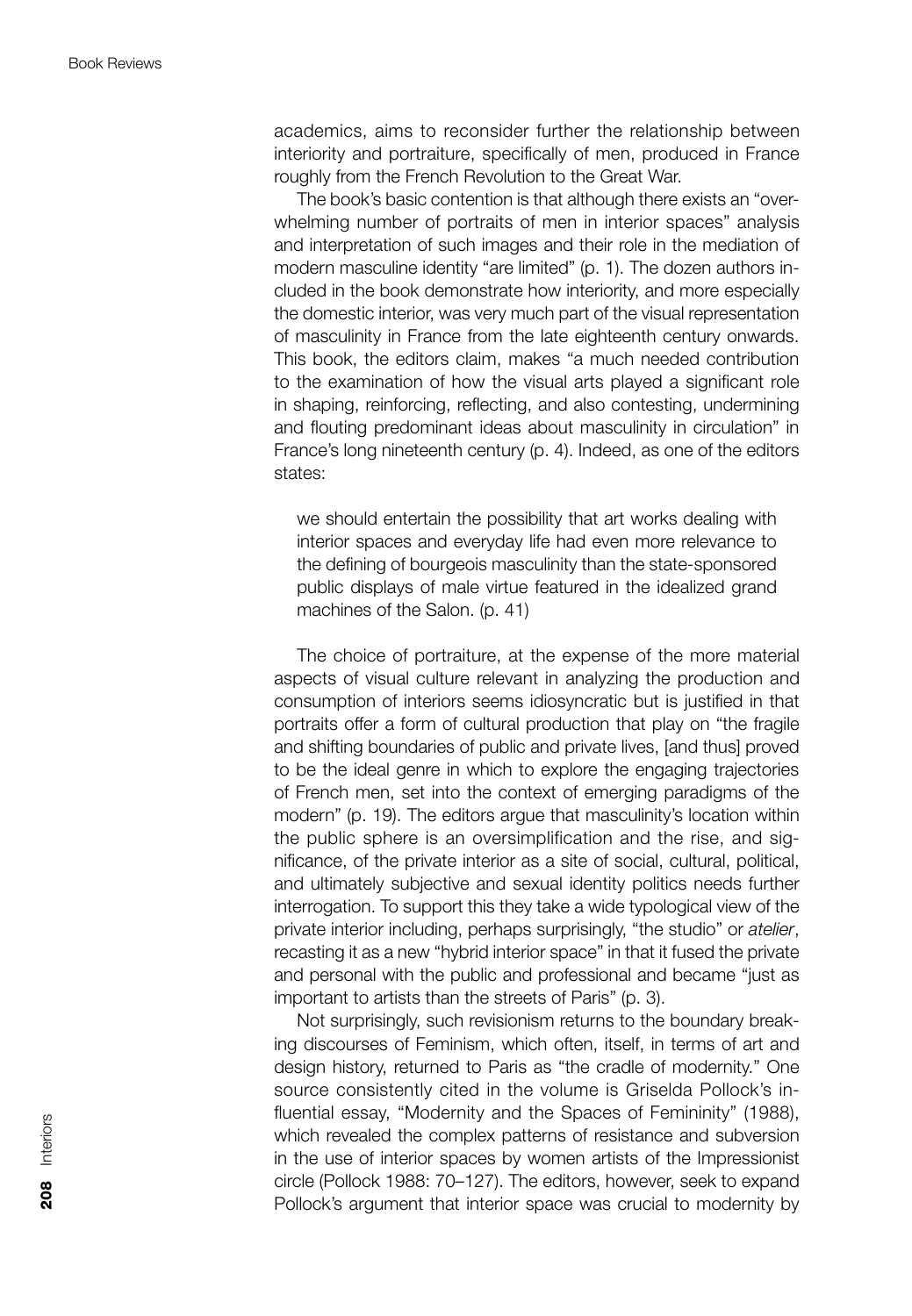academics, aims to reconsider further the relationship between interiority and portraiture, specifically of men, produced in France roughly from the French Revolution to the Great War.

The book's basic contention is that although there exists an "overwhelming number of portraits of men in interior spaces" analysis and interpretation of such images and their role in the mediation of modern masculine identity "are limited" (p. 1). The dozen authors included in the book demonstrate how interiority, and more especially the domestic interior, was very much part of the visual representation of masculinity in France from the late eighteenth century onwards. This book, the editors claim, makes "a much needed contribution to the examination of how the visual arts played a significant role in shaping, reinforcing, reflecting, and also contesting, undermining and flouting predominant ideas about masculinity in circulation" in France's long nineteenth century (p. 4). Indeed, as one of the editors states:

> we should entertain the possibility that art works dealing with interior spaces and everyday life had even more relevance to the defining of bourgeois masculinity than the state-sponsored public displays of male virtue featured in the idealized grand machines of the Salon. (p. 41)

The choice of portraiture, at the expense of the more material aspects of visual culture relevant in analyzing the production and consumption of interiors seems idiosyncratic but is justified in that portraits offer a form of cultural production that play on "the fragile and shifting boundaries of public and private lives, [and thus] proved to be the ideal genre in which to explore the engaging trajectories of French men, set into the context of emerging paradigms of the modern" (p. 19). The editors argue that masculinity's location within the public sphere is an oversimplification and the rise, and significance, of the private interior as a site of social, cultural, political, and ultimately subjective and sexual identity politics needs further interrogation. To support this they take a wide typological view of the private interior including, perhaps surprisingly, "the studio" or *atelier*, recasting it as a new "hybrid interior space" in that it fused the private and personal with the public and professional and became "just as important to artists than the streets of Paris" (p. 3).

Not surprisingly, such revisionism returns to the boundary breaking discourses of Feminism, which often, itself, in terms of art and design history, returned to Paris as "the cradle of modernity." One source consistently cited in the volume is Griselda Pollock's influential essay, "Modernity and the Spaces of Femininity" (1988), which revealed the complex patterns of resistance and subversion in the use of interior spaces by women artists of the Impressionist circle (Pollock 1988: 70–127). The editors, however, seek to expand Pollock's argument that interior space was crucial to modernity by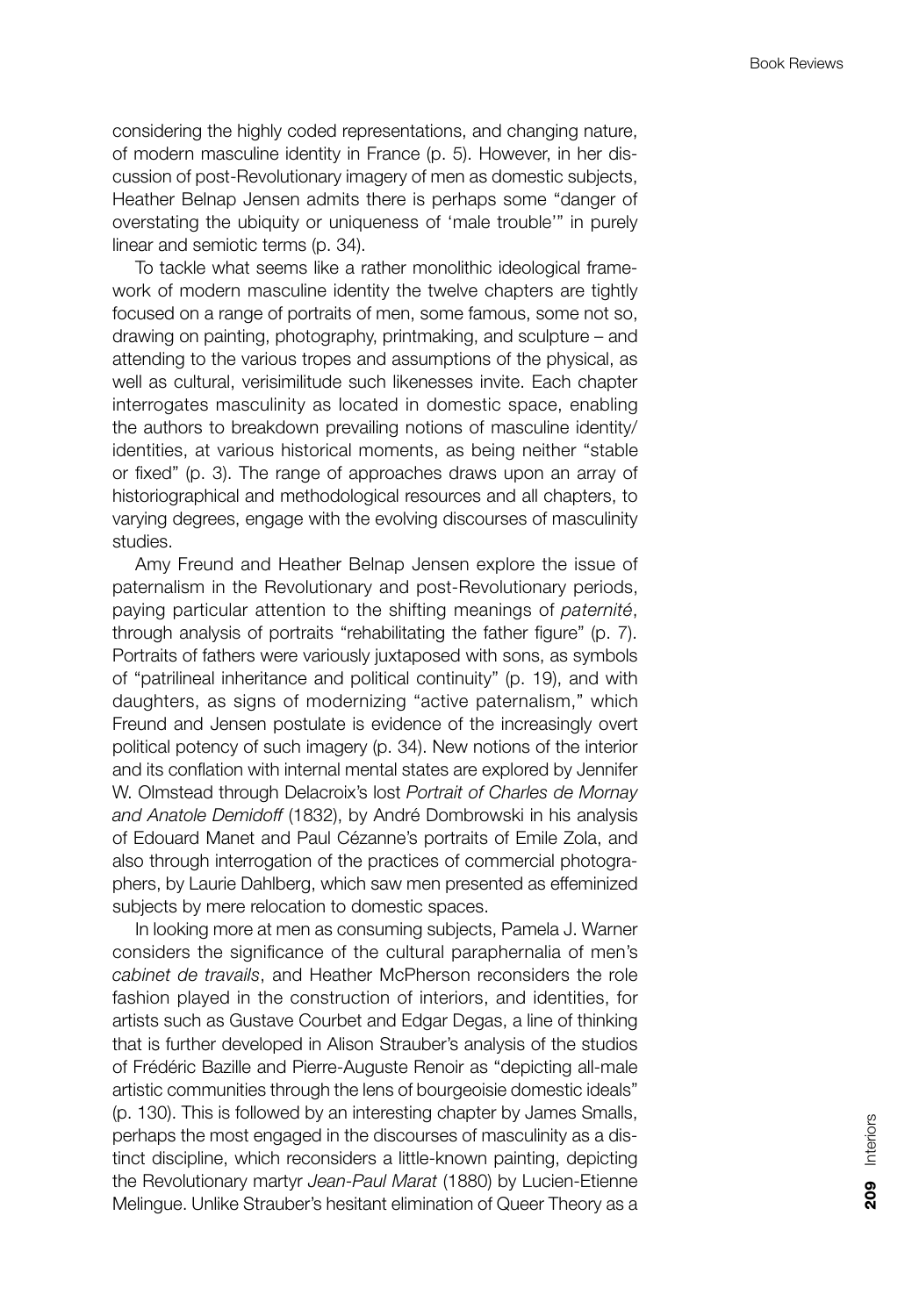considering the highly coded representations, and changing nature, of modern masculine identity in France (p. 5). However, in her discussion of post-Revolutionary imagery of men as domestic subjects, Heather Belnap Jensen admits there is perhaps some "danger of overstating the ubiquity or uniqueness of 'male trouble'" in purely linear and semiotic terms (p. 34).

To tackle what seems like a rather monolithic ideological framework of modern masculine identity the twelve chapters are tightly focused on a range of portraits of men, some famous, some not so, drawing on painting, photography, printmaking, and sculpture – and attending to the various tropes and assumptions of the physical, as well as cultural, verisimilitude such likenesses invite. Each chapter interrogates masculinity as located in domestic space, enabling the authors to breakdown prevailing notions of masculine identity/identities, at various historical moments, as being neither "stable or fixed" (p. 3). The range of approaches draws upon an array of historiographical and methodological resources and all chapters, to varying degrees, engage with the evolving discourses of masculinity studies.

Amy Freund and Heather Belnap Jensen explore the issue of paternalism in the Revolutionary and post-Revolutionary periods, paying particular attention to the shifting meanings of *paternité*, through analysis of portraits "rehabilitating the father figure" (p. 7). Portraits of fathers were variously juxtaposed with sons, as symbols of "patrilineal inheritance and political continuity" (p. 19), and with daughters, as signs of modernizing "active paternalism," which Freund and Jensen postulate is evidence of the increasingly overt political potency of such imagery (p. 34). New notions of the interior and its conflation with internal mental states are explored by Jennifer W. Olmstead through Delacroix's lost *Portrait of Charles de Mornay and Anatole Demidoff* (1832), by André Dombrowski in his analysis of Edouard Manet and Paul Cézanne's portraits of Emile Zola, and also through interrogation of the practices of commercial photographers, by Laurie Dahlberg, which saw men presented as effeminized subjects by mere relocation to domestic spaces.

In looking more at men as consuming subjects, Pamela J. Warner considers the significance of the cultural paraphernalia of men's *cabinet de travails*, and Heather McPherson reconsiders the role fashion played in the construction of interiors, and identities, for artists such as Gustave Courbet and Edgar Degas, a line of thinking that is further developed in Alison Strauber's analysis of the studios of Frédéric Bazille and Pierre-Auguste Renoir as "depicting all-male artistic communities through the lens of bourgeoisie domestic ideals" (p. 130). This is followed by an interesting chapter by James Smalls, perhaps the most engaged in the discourses of masculinity as a distinct discipline, which reconsiders a little-known painting, depicting the Revolutionary martyr *Jean-Paul Marat* (1880) by Lucien-Etienne Melingue. Unlike Strauber's hesitant elimination of Queer Theory as a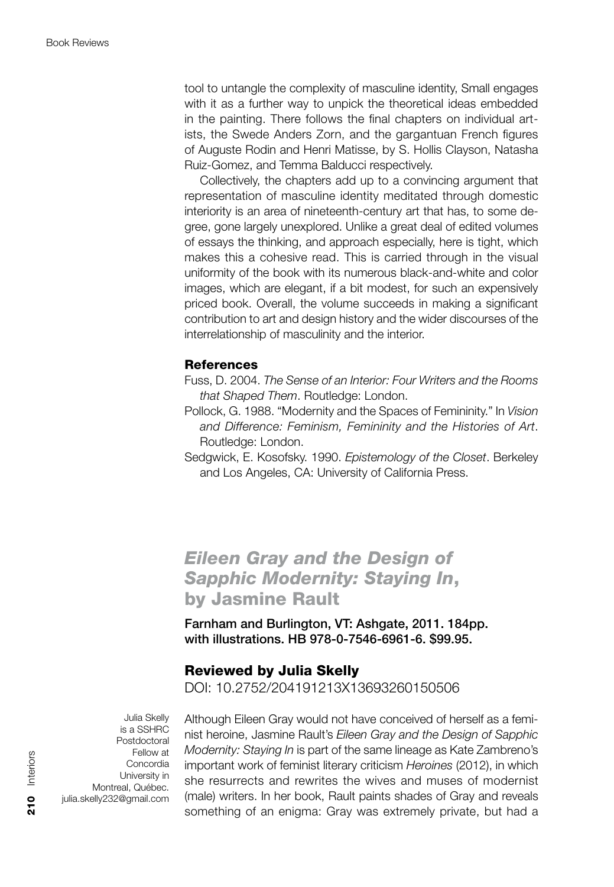tool to untangle the complexity of masculine identity, Small engages with it as a further way to unpick the theoretical ideas embedded in the painting. There follows the final chapters on individual artists, the Swede Anders Zorn, and the gargantuan French figures of Auguste Rodin and Henri Matisse, by S. Hollis Clayson, Natasha Ruiz-Gomez, and Temma Balducci respectively.

Collectively, the chapters add up to a convincing argument that representation of masculine identity meditated through domestic interiority is an area of nineteenth-century art that has, to some degree, gone largely unexplored. Unlike a great deal of edited volumes of essays the thinking, and approach especially, here is tight, which makes this a cohesive read. This is carried through in the visual uniformity of the book with its numerous black-and-white and color images, which are elegant, if a bit modest, for such an expensively priced book. Overall, the volume succeeds in making a significant contribution to art and design history and the wider discourses of the interrelationship of masculinity and the interior.

### References

Fuss, D. 2004. *The Sense of an Interior: Four Writers and the Rooms that Shaped Them*. Routledge: London.

Pollock, G. 1988. "Modernity and the Spaces of Femininity." In *Vision and Difference: Feminism, Femininity and the Histories of Art*. Routledge: London.

Sedgwick, E. Kosofsky. 1990. *Epistemology of the Closet*. Berkeley and Los Angeles, CA: University of California Press.

## *Eileen Gray and the Design of Sapphic Modernity: Staying In*, by Jasmine Rault

**Farnham and Burlington, VT: Ashgate, 2011. 184pp. with illustrations. HB 978-0-7546-6961-6. $99.95.**

### Reviewed by Julia Skelly

DOI: 10.2752/204191213X13693260150506

Julia Skelly is a SSHRC Postdoctoral Fellow at Concordia University in Montreal, Québec. julia.skelly232@gmail.com

Although Eileen Gray would not have conceived of herself as a feminist heroine, Jasmine Rault's *Eileen Gray and the Design of Sapphic Modernity: Staying In* is part of the same lineage as Kate Zambreno's important work of feminist literary criticism *Heroines* (2012), in which she resurrects and rewrites the wives and muses of modernist (male) writers. In her book, Rault paints shades of Gray and reveals something of an enigma: Gray was extremely private, but had a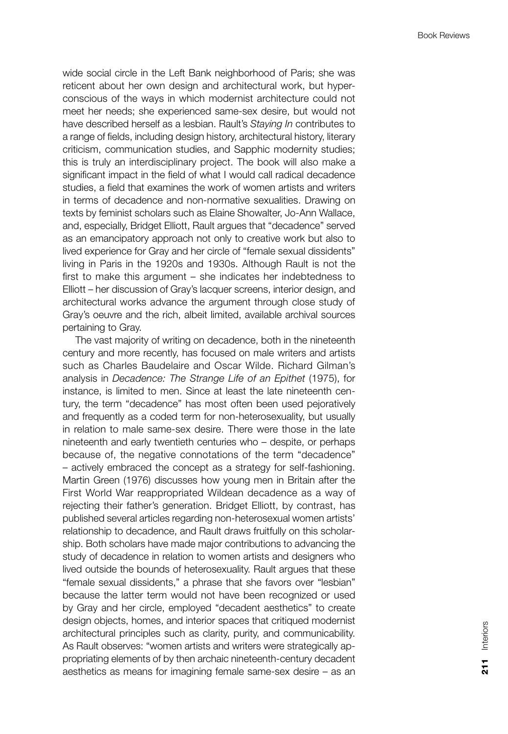wide social circle in the Left Bank neighborhood of Paris; she was reticent about her own design and architectural work, but hyper-conscious of the ways in which modernist architecture could not meet her needs; she experienced same-sex desire, but would not have described herself as a lesbian. Rault's *Staying In* contributes to a range of fields, including design history, architectural history, literary criticism, communication studies, and Sapphic modernity studies; this is truly an interdisciplinary project. The book will also make a significant impact in the field of what I would call radical decadence studies, a field that examines the work of women artists and writers in terms of decadence and non-normative sexualities. Drawing on texts by feminist scholars such as Elaine Showalter, Jo-Ann Wallace, and, especially, Bridget Elliott, Rault argues that "decadence" served as an emancipatory approach not only to creative work but also to lived experience for Gray and her circle of "female sexual dissidents" living in Paris in the 1920s and 1930s. Although Rault is not the first to make this argument – she indicates her indebtedness to Elliott – her discussion of Gray's lacquer screens, interior design, and architectural works advance the argument through close study of Gray's oeuvre and the rich, albeit limited, available archival sources pertaining to Gray.

The vast majority of writing on decadence, both in the nineteenth century and more recently, has focused on male writers and artists such as Charles Baudelaire and Oscar Wilde. Richard Gilman's analysis in *Decadence: The Strange Life of an Epithet* (1975), for instance, is limited to men. Since at least the late nineteenth century, the term "decadence" has most often been used pejoratively and frequently as a coded term for non-heterosexuality, but usually in relation to male same-sex desire. There were those in the late nineteenth and early twentieth centuries who – despite, or perhaps because of, the negative connotations of the term "decadence" – actively embraced the concept as a strategy for self-fashioning. Martin Green (1976) discusses how young men in Britain after the First World War reappropriated Wildean decadence as a way of rejecting their father's generation. Bridget Elliott, by contrast, has published several articles regarding non-heterosexual women artists' relationship to decadence, and Rault draws fruitfully on this scholarship. Both scholars have made major contributions to advancing the study of decadence in relation to women artists and designers who lived outside the bounds of heterosexuality. Rault argues that these "female sexual dissidents," a phrase that she favors over "lesbian" because the latter term would not have been recognized or used by Gray and her circle, employed "decadent aesthetics" to create design objects, homes, and interior spaces that critiqued modernist architectural principles such as clarity, purity, and communicability. As Rault observes: "women artists and writers were strategically appropriating elements of by then archaic nineteenth-century decadent aesthetics as means for imagining female same-sex desire – as an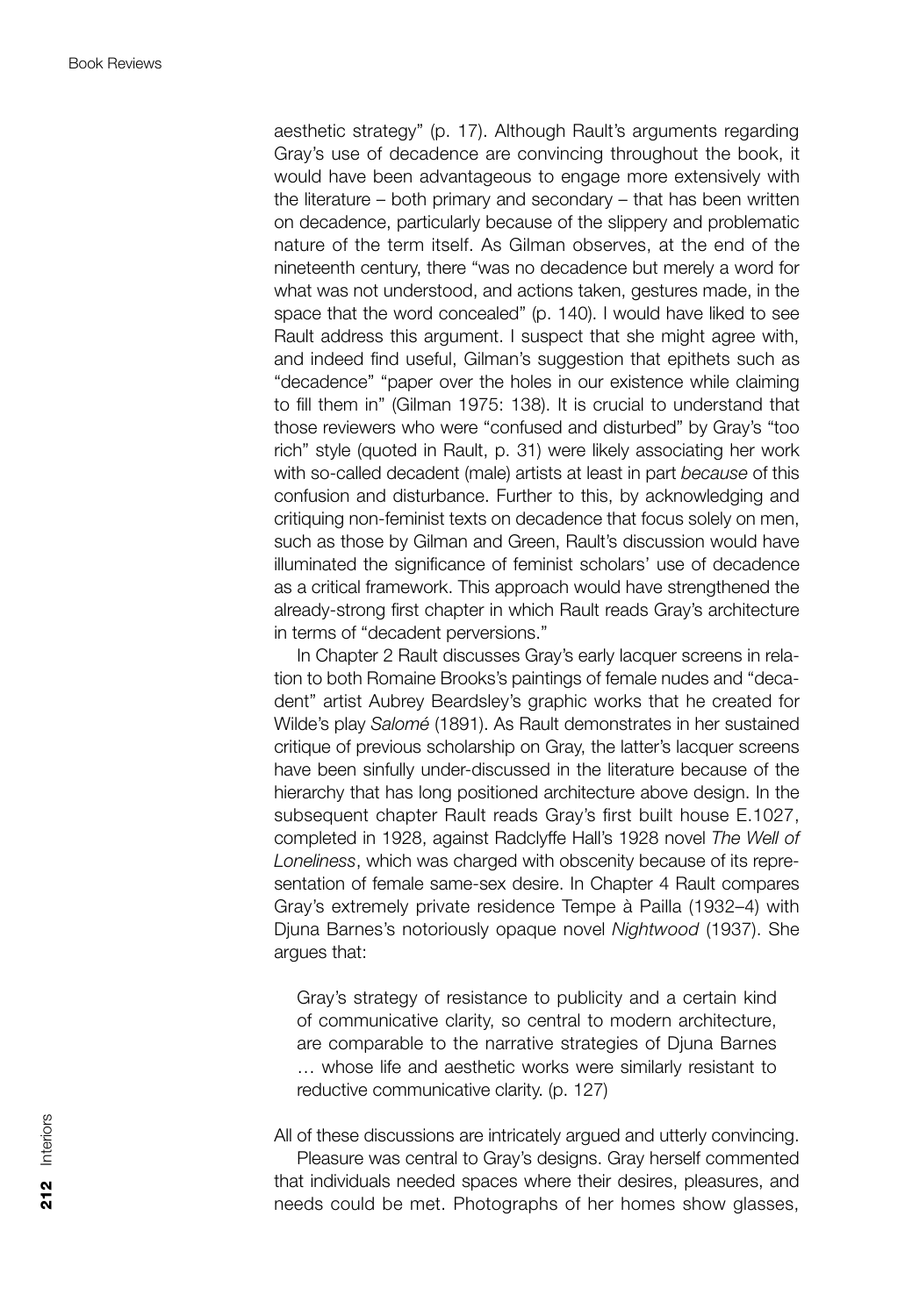aesthetic strategy" (p. 17). Although Rault's arguments regarding Gray's use of decadence are convincing throughout the book, it would have been advantageous to engage more extensively with the literature – both primary and secondary – that has been written on decadence, particularly because of the slippery and problematic nature of the term itself. As Gilman observes, at the end of the nineteenth century, there "was no decadence but merely a word for what was not understood, and actions taken, gestures made, in the space that the word concealed" (p. 140). I would have liked to see Rault address this argument. I suspect that she might agree with, and indeed find useful, Gilman's suggestion that epithets such as "decadence" "paper over the holes in our existence while claiming to fill them in" (Gilman 1975: 138). It is crucial to understand that those reviewers who were "confused and disturbed" by Gray's "too rich" style (quoted in Rault, p. 31) were likely associating her work with so-called decadent (male) artists at least in part *because* of this confusion and disturbance. Further to this, by acknowledging and critiquing non-feminist texts on decadence that focus solely on men, such as those by Gilman and Green, Rault's discussion would have illuminated the significance of feminist scholars' use of decadence as a critical framework. This approach would have strengthened the already-strong first chapter in which Rault reads Gray's architecture in terms of "decadent perversions."

In Chapter 2 Rault discusses Gray's early lacquer screens in relation to both Romaine Brooks's paintings of female nudes and "decadent" artist Aubrey Beardsley's graphic works that he created for Wilde's play *Salomé* (1891). As Rault demonstrates in her sustained critique of previous scholarship on Gray, the latter's lacquer screens have been sinfully under-discussed in the literature because of the hierarchy that has long positioned architecture above design. In the subsequent chapter Rault reads Gray's first built house E.1027, completed in 1928, against Radclyffe Hall's 1928 novel *The Well of Loneliness*, which was charged with obscenity because of its representation of female same-sex desire. In Chapter 4 Rault compares Gray's extremely private residence Tempe à Pailla (1932–4) with Djuna Barnes's notoriously opaque novel *Nightwood* (1937). She argues that:

> Gray's strategy of resistance to publicity and a certain kind of communicative clarity, so central to modern architecture, are comparable to the narrative strategies of Djuna Barnes … whose life and aesthetic works were similarly resistant to reductive communicative clarity. (p. 127)

All of these discussions are intricately argued and utterly convincing.

Pleasure was central to Gray's designs. Gray herself commented that individuals needed spaces where their desires, pleasures, and needs could be met. Photographs of her homes show glasses,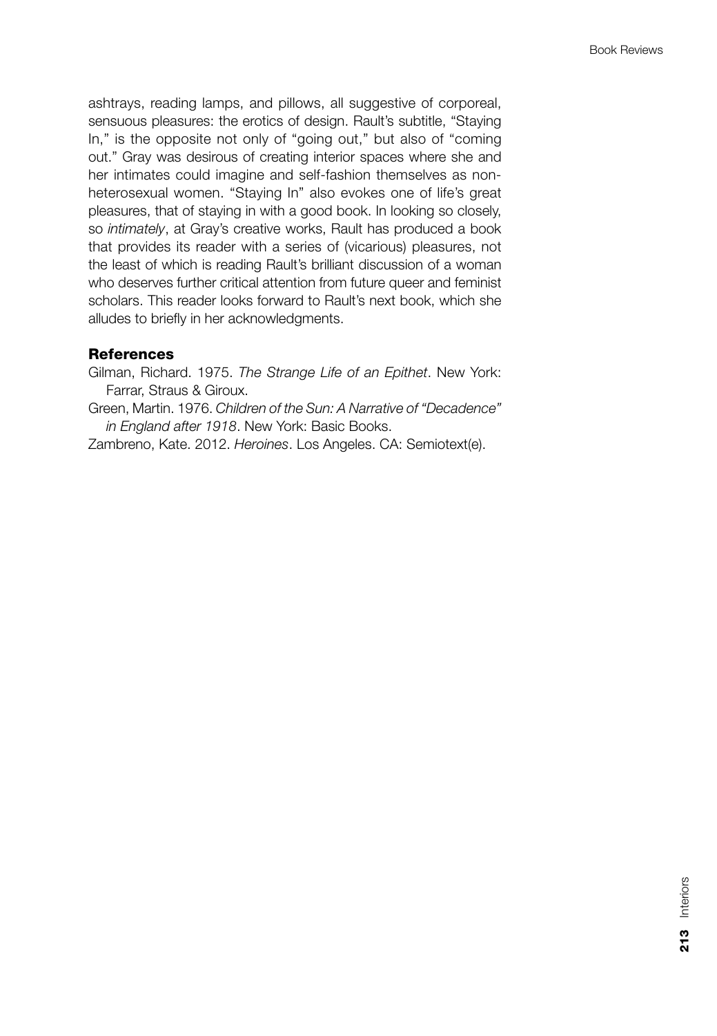ashtrays, reading lamps, and pillows, all suggestive of corporeal, sensuous pleasures: the erotics of design. Rault's subtitle, "Staying In," is the opposite not only of "going out," but also of "coming out." Gray was desirous of creating interior spaces where she and her intimates could imagine and self-fashion themselves as non-heterosexual women. "Staying In" also evokes one of life's great pleasures, that of staying in with a good book. In looking so closely, so *intimately*, at Gray's creative works, Rault has produced a book that provides its reader with a series of (vicarious) pleasures, not the least of which is reading Rault's brilliant discussion of a woman who deserves further critical attention from future queer and feminist scholars. This reader looks forward to Rault's next book, which she alludes to briefly in her acknowledgments.

## References

Gilman, Richard. 1975. *The Strange Life of an Epithet*. New York: Farrar, Straus & Giroux.

Green, Martin. 1976. *Children of the Sun: A Narrative of "Decadence" in England after 1918*. New York: Basic Books.

Zambreno, Kate. 2012. *Heroines*. Los Angeles. CA: Semiotext(e).